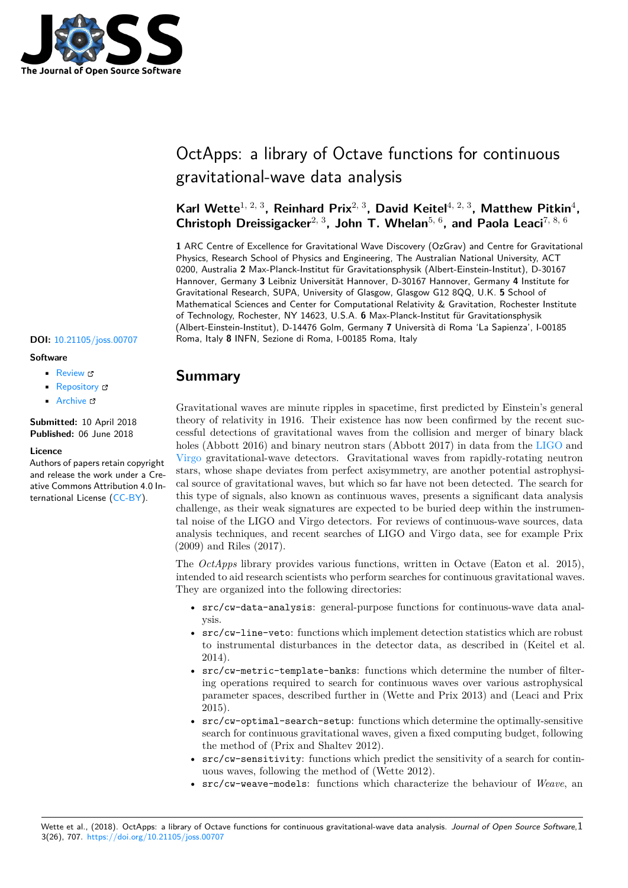# OctApps: a library of Octave functions for continuous gravitational-wave data analysis

**Karl Wette**[1, 2, 3], **Reinhard Prix**[2, 3], **David Keitel**[4, 2, 3], **Matthew Pitkin**[4], **Christoph Dreissigacker**[2, 3], **John T. Whelan**[5, 6], **and Paola Leaci**[7, 8, 6]

**1** ARC Centre of Excellence for Gravitational Wave Discovery (OzGrav) and Centre for Gravitational Physics, Research School of Physics and Engineering, The Australian National University, ACT 0200, Australia **2** Max-Planck-Institut für Gravitationsphysik (Albert-Einstein-Institut), D-30167 Hannover, Germany **3** Leibniz Universität Hannover, D-30167 Hannover, Germany **4** Institute for Gravitational Research, SUPA, University of Glasgow, Glasgow G12 8QQ, U.K. **5** School of Mathematical Sciences and Center for Computational Relativity & Gravitation, Rochester Institute of Technology, Rochester, NY 14623, U.S.A. **6** Max-Planck-Institut für Gravitationsphysik (Albert-Einstein-Institut), D-14476 Golm, Germany **7** Università di Roma 'La Sapienza', I-00185 Roma, Italy **8** INFN, Sezione di Roma, I-00185 Roma, Italy

**DOI:** 10.21105/joss.00707

**Software**

- Review
- Repository
- Archive

**Submitted:** 10 April 2018
**Published:** 06 June 2018

**Licence**
Authors of papers retain copyright and release the work under a Creative Commons Attribution 4.0 International License (CC-BY).

## Summary

Gravitational waves are minute ripples in spacetime, first predicted by Einstein's general theory of relativity in 1916. Their existence has now been confirmed by the recent successful detections of gravitational waves from the collision and merger of binary black holes (Abbott 2016) and binary neutron stars (Abbott 2017) in data from the LIGO and Virgo gravitational-wave detectors. Gravitational waves from rapidly-rotating neutron stars, whose shape deviates from perfect axisymmetry, are another potential astrophysical source of gravitational waves, but which so far have not been detected. The search for this type of signals, also known as continuous waves, presents a significant data analysis challenge, as their weak signatures are expected to be buried deep within the instrumental noise of the LIGO and Virgo detectors. For reviews of continuous-wave sources, data analysis techniques, and recent searches of LIGO and Virgo data, see for example Prix (2009) and Riles (2017).

The *OctApps* library provides various functions, written in Octave (Eaton et al. 2015), intended to aid research scientists who perform searches for continuous gravitational waves. They are organized into the following directories:

- `src/cw-data-analysis`: general-purpose functions for continuous-wave data analysis.
- `src/cw-line-veto`: functions which implement detection statistics which are robust to instrumental disturbances in the detector data, as described in (Keitel et al. 2014).
- `src/cw-metric-template-banks`: functions which determine the number of filtering operations required to search for continuous waves over various astrophysical parameter spaces, described further in (Wette and Prix 2013) and (Leaci and Prix 2015).
- `src/cw-optimal-search-setup`: functions which determine the optimally-sensitive search for continuous gravitational waves, given a fixed computing budget, following the method of (Prix and Shaltev 2012).
- `src/cw-sensitivity`: functions which predict the sensitivity of a search for continuous waves, following the method of (Wette 2012).
- `src/cw-weave-models`: functions which characterize the behaviour of *Weave*, an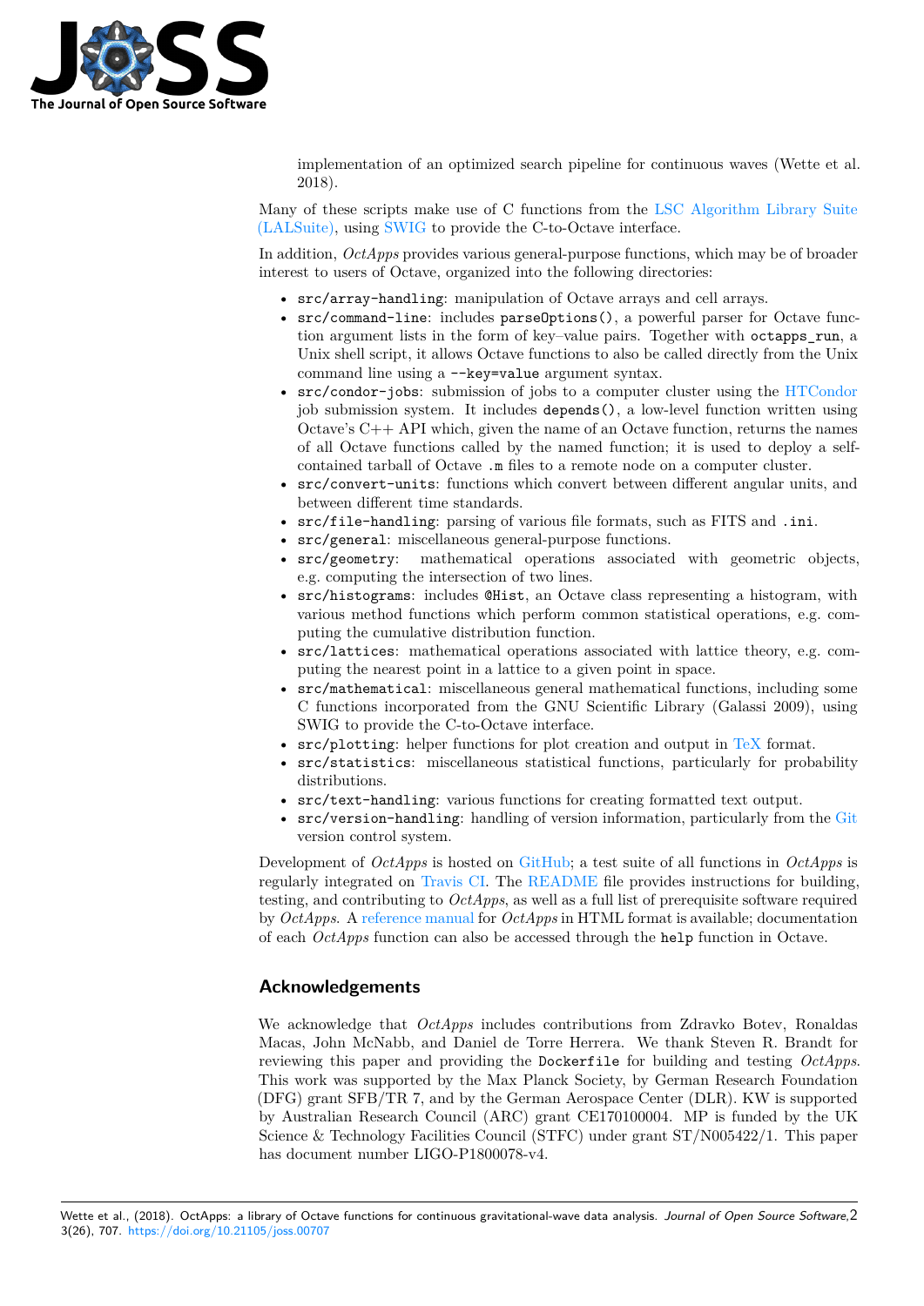implementation of an optimized search pipeline for continuous waves (Wette et al. 2018).

Many of these scripts make use of C functions from the LSC Algorithm Library Suite (LALSuite), using SWIG to provide the C-to-Octave interface.

In addition, *OctApps* provides various general-purpose functions, which may be of broader interest to users of Octave, organized into the following directories:

- `src/array-handling`: manipulation of Octave arrays and cell arrays.
- `src/command-line`: includes `parseOptions()`, a powerful parser for Octave function argument lists in the form of key–value pairs. Together with `octapps_run`, a Unix shell script, it allows Octave functions to also be called directly from the Unix command line using a `--key=value` argument syntax.
- `src/condor-jobs`: submission of jobs to a computer cluster using the HTCondor job submission system. It includes `depends()`, a low-level function written using Octave's C++ API which, given the name of an Octave function, returns the names of all Octave functions called by the named function; it is used to deploy a self-contained tarball of Octave `.m` files to a remote node on a computer cluster.
- `src/convert-units`: functions which convert between different angular units, and between different time standards.
- `src/file-handling`: parsing of various file formats, such as FITS and `.ini`.
- `src/general`: miscellaneous general-purpose functions.
- `src/geometry`: mathematical operations associated with geometric objects, e.g. computing the intersection of two lines.
- `src/histograms`: includes `@Hist`, an Octave class representing a histogram, with various method functions which perform common statistical operations, e.g. computing the cumulative distribution function.
- `src/lattices`: mathematical operations associated with lattice theory, e.g. computing the nearest point in a lattice to a given point in space.
- `src/mathematical`: miscellaneous general mathematical functions, including some C functions incorporated from the GNU Scientific Library (Galassi 2009), using SWIG to provide the C-to-Octave interface.
- `src/plotting`: helper functions for plot creation and output in TeX format.
- `src/statistics`: miscellaneous statistical functions, particularly for probability distributions.
- `src/text-handling`: various functions for creating formatted text output.
- `src/version-handling`: handling of version information, particularly from the Git version control system.

Development of *OctApps* is hosted on GitHub; a test suite of all functions in *OctApps* is regularly integrated on Travis CI. The README file provides instructions for building, testing, and contributing to *OctApps*, as well as a full list of prerequisite software required by *OctApps*. A reference manual for *OctApps* in HTML format is available; documentation of each *OctApps* function can also be accessed through the `help` function in Octave.

## Acknowledgements

We acknowledge that *OctApps* includes contributions from Zdravko Botev, Ronaldas Macas, John McNabb, and Daniel de Torre Herrera. We thank Steven R. Brandt for reviewing this paper and providing the `Dockerfile` for building and testing *OctApps*. This work was supported by the Max Planck Society, by German Research Foundation (DFG) grant SFB/TR 7, and by the German Aerospace Center (DLR). KW is supported by Australian Research Council (ARC) grant CE170100004. MP is funded by the UK Science & Technology Facilities Council (STFC) under grant ST/N005422/1. This paper has document number LIGO-P1800078-v4.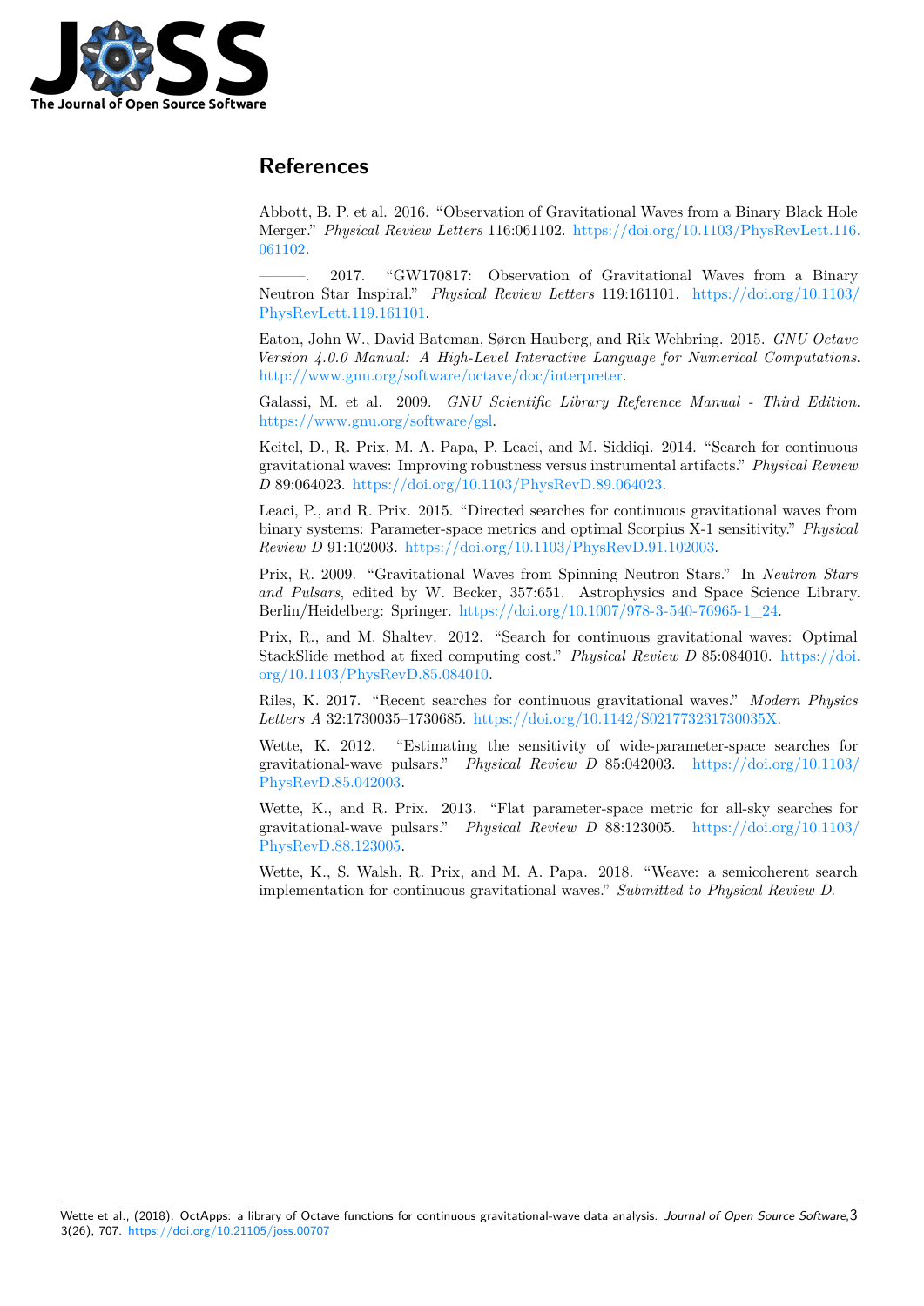## References

Abbott, B. P. et al. 2016. "Observation of Gravitational Waves from a Binary Black Hole Merger." *Physical Review Letters* 116:061102. https://doi.org/10.1103/PhysRevLett.116.061102.

———. 2017. "GW170817: Observation of Gravitational Waves from a Binary Neutron Star Inspiral." *Physical Review Letters* 119:161101. https://doi.org/10.1103/PhysRevLett.119.161101.

Eaton, John W., David Bateman, Søren Hauberg, and Rik Wehbring. 2015. *GNU Octave Version 4.0.0 Manual: A High-Level Interactive Language for Numerical Computations*. http://www.gnu.org/software/octave/doc/interpreter.

Galassi, M. et al. 2009. *GNU Scientific Library Reference Manual - Third Edition*. https://www.gnu.org/software/gsl.

Keitel, D., R. Prix, M. A. Papa, P. Leaci, and M. Siddiqi. 2014. "Search for continuous gravitational waves: Improving robustness versus instrumental artifacts." *Physical Review D* 89:064023. https://doi.org/10.1103/PhysRevD.89.064023.

Leaci, P., and R. Prix. 2015. "Directed searches for continuous gravitational waves from binary systems: Parameter-space metrics and optimal Scorpius X-1 sensitivity." *Physical Review D* 91:102003. https://doi.org/10.1103/PhysRevD.91.102003.

Prix, R. 2009. "Gravitational Waves from Spinning Neutron Stars." In *Neutron Stars and Pulsars*, edited by W. Becker, 357:651. Astrophysics and Space Science Library. Berlin/Heidelberg: Springer. https://doi.org/10.1007/978-3-540-76965-1_24.

Prix, R., and M. Shaltev. 2012. "Search for continuous gravitational waves: Optimal StackSlide method at fixed computing cost." *Physical Review D* 85:084010. https://doi.org/10.1103/PhysRevD.85.084010.

Riles, K. 2017. "Recent searches for continuous gravitational waves." *Modern Physics Letters A* 32:1730035–1730685. https://doi.org/10.1142/S021773231730035X.

Wette, K. 2012. "Estimating the sensitivity of wide-parameter-space searches for gravitational-wave pulsars." *Physical Review D* 85:042003. https://doi.org/10.1103/PhysRevD.85.042003.

Wette, K., and R. Prix. 2013. "Flat parameter-space metric for all-sky searches for gravitational-wave pulsars." *Physical Review D* 88:123005. https://doi.org/10.1103/PhysRevD.88.123005.

Wette, K., S. Walsh, R. Prix, and M. A. Papa. 2018. "Weave: a semicoherent search implementation for continuous gravitational waves." *Submitted to Physical Review D*.